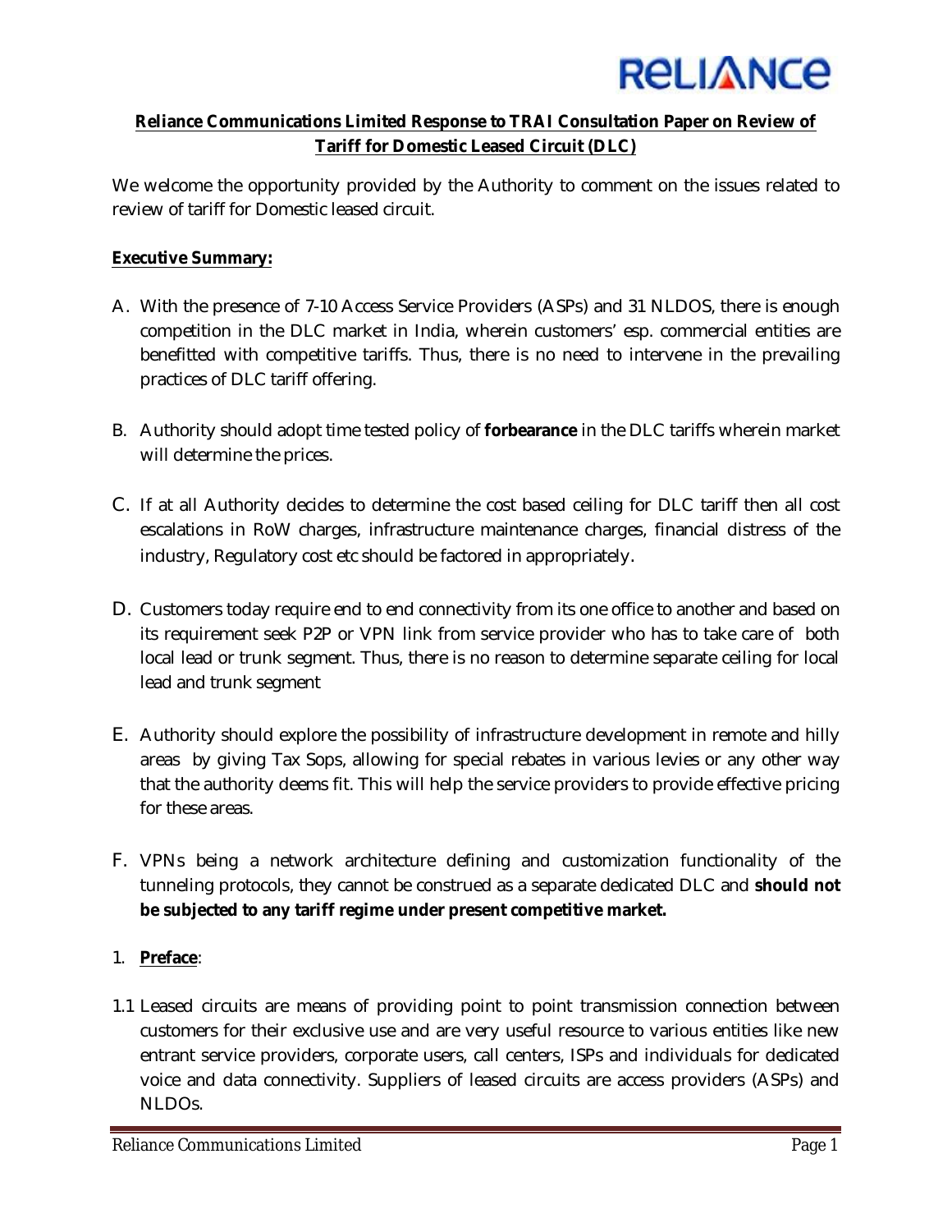**Reliance Communications Limited Response to TRAI Consultation Paper on Review of Tariff for Domestic Leased Circuit (DLC)**

We welcome the opportunity provided by the Authority to comment on the issues related to review of tariff for Domestic leased circuit.

**Executive Summary:**

A. With the presence of 7-10 Access Service Providers (ASPs) and 31 NLDOS, there is enough competition in the DLC market in India, wherein customers' esp. commercial entities are benefitted with competitive tariffs. Thus, there is no need to intervene in the prevailing practices of DLC tariff offering.

B. Authority should adopt time tested policy of **forbearance** in the DLC tariffs wherein market will determine the prices.

C. If at all Authority decides to determine the cost based ceiling for DLC tariff then all cost escalations in RoW charges, infrastructure maintenance charges, financial distress of the industry, Regulatory cost etc should be factored in appropriately.

D. Customers today require end to end connectivity from its one office to another and based on its requirement seek P2P or VPN link from service provider who has to take care of both local lead or trunk segment. Thus, there is no reason to determine separate ceiling for local lead and trunk segment

E. Authority should explore the possibility of infrastructure development in remote and hilly areas by giving Tax Sops, allowing for special rebates in various levies or any other way that the authority deems fit. This will help the service providers to provide effective pricing for these areas.

F. VPNs being a network architecture defining and customization functionality of the tunneling protocols, they cannot be construed as a separate dedicated DLC and **should not be subjected to any tariff regime under present competitive market.**

1. **Preface**:

1.1 Leased circuits are means of providing point to point transmission connection between customers for their exclusive use and are very useful resource to various entities like new entrant service providers, corporate users, call centers, ISPs and individuals for dedicated voice and data connectivity. Suppliers of leased circuits are access providers (ASPs) and NLDOs.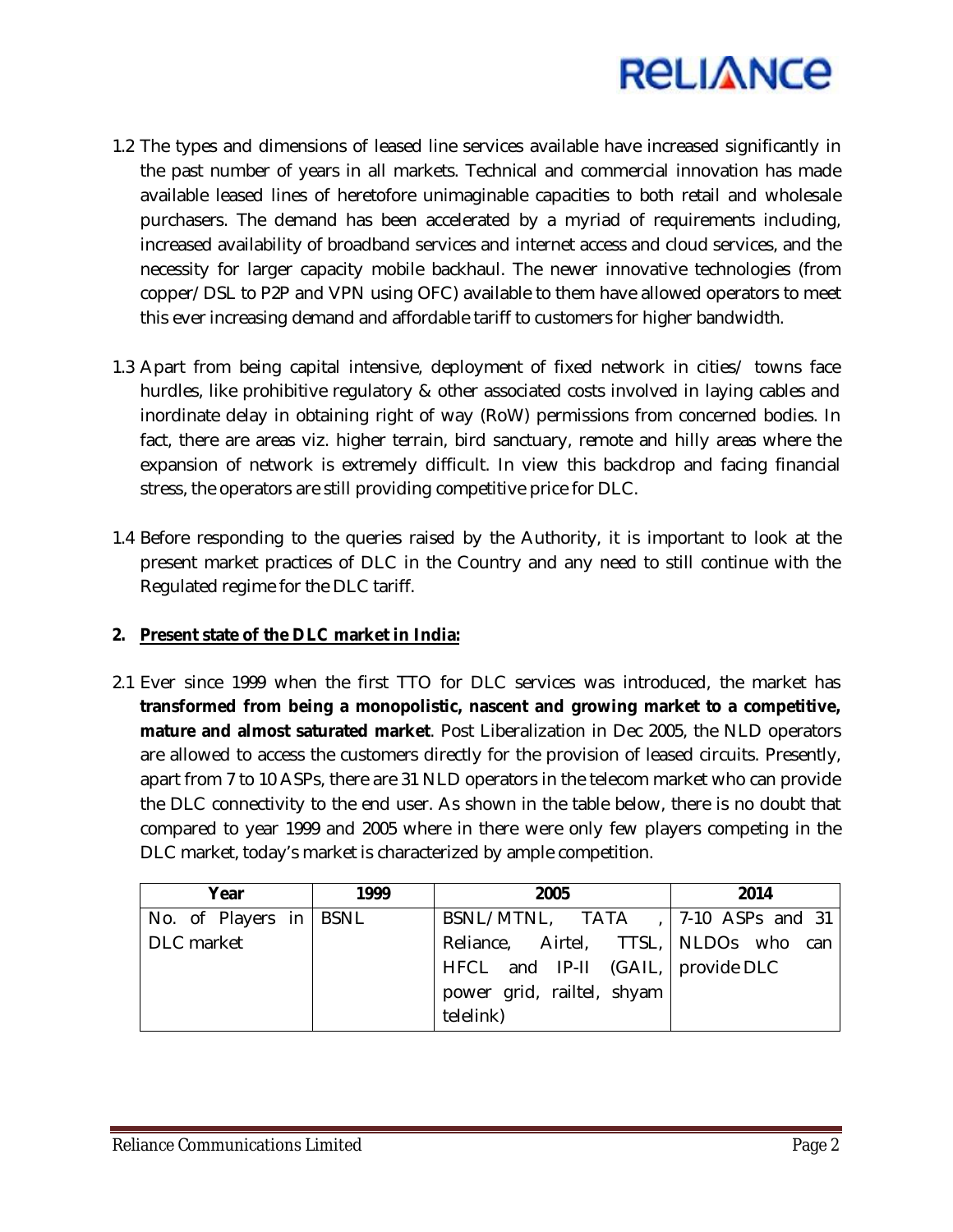1.2 The types and dimensions of leased line services available have increased significantly in the past number of years in all markets. Technical and commercial innovation has made available leased lines of heretofore unimaginable capacities to both retail and wholesale purchasers. The demand has been accelerated by a myriad of requirements including, increased availability of broadband services and internet access and cloud services, and the necessity for larger capacity mobile backhaul. The newer innovative technologies (from copper/DSL to P2P and VPN using OFC) available to them have allowed operators to meet this ever increasing demand and affordable tariff to customers for higher bandwidth.

1.3 Apart from being capital intensive, deployment of fixed network in cities/ towns face hurdles, like prohibitive regulatory & other associated costs involved in laying cables and inordinate delay in obtaining right of way (RoW) permissions from concerned bodies. In fact, there are areas viz. higher terrain, bird sanctuary, remote and hilly areas where the expansion of network is extremely difficult. In view this backdrop and facing financial stress, the operators are still providing competitive price for DLC.

1.4 Before responding to the queries raised by the Authority, it is important to look at the present market practices of DLC in the Country and any need to still continue with the Regulated regime for the DLC tariff.

## 2. Present state of the DLC market in India:

2.1 Ever since 1999 when the first TTO for DLC services was introduced, the market has **transformed from being a monopolistic, nascent and growing market to a competitive, mature and almost saturated market**. Post Liberalization in Dec 2005, the NLD operators are allowed to access the customers directly for the provision of leased circuits. Presently, apart from 7 to 10 ASPs, there are 31 NLD operators in the telecom market who can provide the DLC connectivity to the end user. As shown in the table below, there is no doubt that compared to year 1999 and 2005 where in there were only few players competing in the DLC market, today's market is characterized by ample competition.

| Year | 1999 | 2005 | 2014 |
|---|---|---|---|
| No. of Players in DLC market | BSNL | BSNL/MTNL, TATA , Reliance, Airtel, TTSL, HFCL and IP-II (GAIL, power grid, railtel, shyam telelink) | 7-10 ASPs and 31 NLDOs who can provide DLC |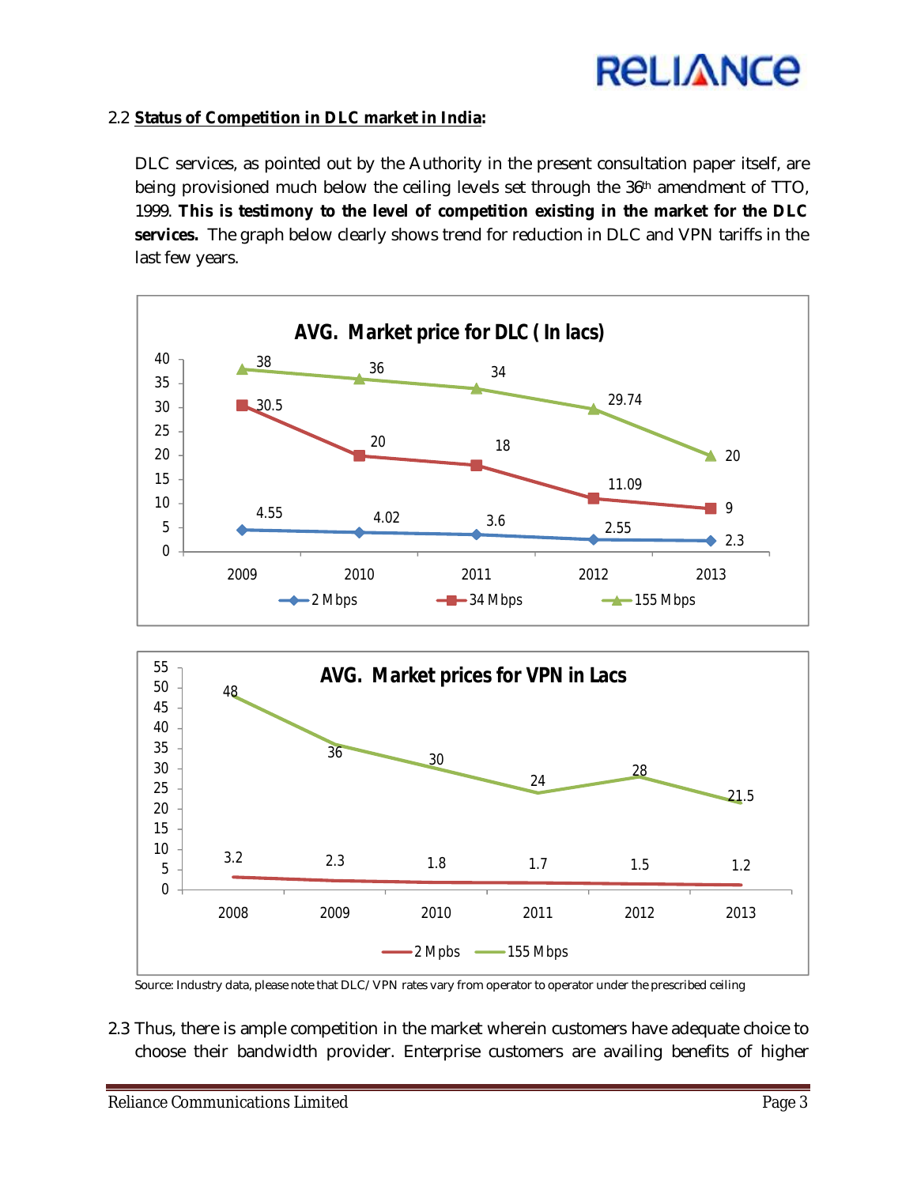2.2 **Status of Competition in DLC market in India:**

DLC services, as pointed out by the Authority in the present consultation paper itself, are being provisioned much below the ceiling levels set through the 36th amendment of TTO, 1999. **This is testimony to the level of competition existing in the market for the DLC services.** The graph below clearly shows trend for reduction in DLC and VPN tariffs in the last few years.

**AVG. Market price for DLC ( In lacs)**

| | 2009 | 2010 | 2011 | 2012 | 2013 |
|---|---|---|---|---|---|
| 2 Mbps | 4.55 | 4.02 | 3.6 | 2.55 | 2.3 |
| 34 Mbps | 30.5 | 20 | 18 | 11.09 | 9 |
| 155 Mbps | 38 | 36 | 34 | 29.74 | 20 |

**AVG. Market prices for VPN in Lacs**

| | 2008 | 2009 | 2010 | 2011 | 2012 | 2013 |
|---|---|---|---|---|---|---|
| 2 Mpbs | 3.2 | 2.3 | 1.8 | 1.7 | 1.5 | 1.2 |
| 155 Mbps | 48 | 36 | 30 | 24 | 28 | 21.5 |

Source: Industry data, please note that DLC/ VPN rates vary from operator to operator under the prescribed ceiling

2.3 Thus, there is ample competition in the market wherein customers have adequate choice to choose their bandwidth provider. Enterprise customers are availing benefits of higher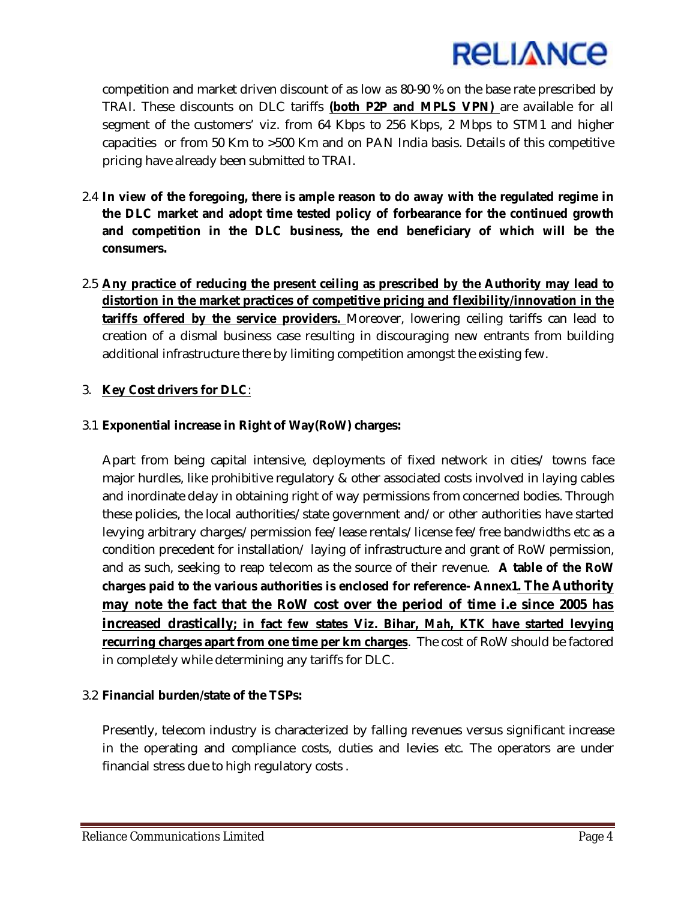competition and market driven discount of as low as 80-90 % on the base rate prescribed by TRAI. These discounts on DLC tariffs **(both P2P and MPLS VPN)** are available for all segment of the customers' viz. from 64 Kbps to 256 Kbps, 2 Mbps to STM1 and higher capacities or from 50 Km to >500 Km and on PAN India basis. Details of this competitive pricing have already been submitted to TRAI.

2.4 **In view of the foregoing, there is ample reason to do away with the regulated regime in the DLC market and adopt time tested policy of forbearance for the continued growth and competition in the DLC business, the end beneficiary of which will be the consumers.**

2.5 **Any practice of reducing the present ceiling as prescribed by the Authority may lead to distortion in the market practices of competitive pricing and flexibility/innovation in the tariffs offered by the service providers.** Moreover, lowering ceiling tariffs can lead to creation of a dismal business case resulting in discouraging new entrants from building additional infrastructure there by limiting competition amongst the existing few.

3. **Key Cost drivers for DLC**:

3.1 **Exponential increase in Right of Way(RoW) charges:**

Apart from being capital intensive, deployments of fixed network in cities/ towns face major hurdles, like prohibitive regulatory & other associated costs involved in laying cables and inordinate delay in obtaining right of way permissions from concerned bodies. Through these policies, the local authorities/state government and/or other authorities have started levying arbitrary charges/permission fee/lease rentals/license fee/free bandwidths etc as a condition precedent for installation/ laying of infrastructure and grant of RoW permission, and as such, seeking to reap telecom as the source of their revenue. **A table of the RoW charges paid to the various authorities is enclosed for reference- Annex1. The Authority may note the fact that the RoW cost over the period of time i.e since 2005 has increased drastically; in fact few states Viz. Bihar, Mah, KTK have started levying recurring charges apart from one time per km charges**. The cost of RoW should be factored in completely while determining any tariffs for DLC.

3.2 **Financial burden/state of the TSPs:**

Presently, telecom industry is characterized by falling revenues versus significant increase in the operating and compliance costs, duties and levies etc. The operators are under financial stress due to high regulatory costs .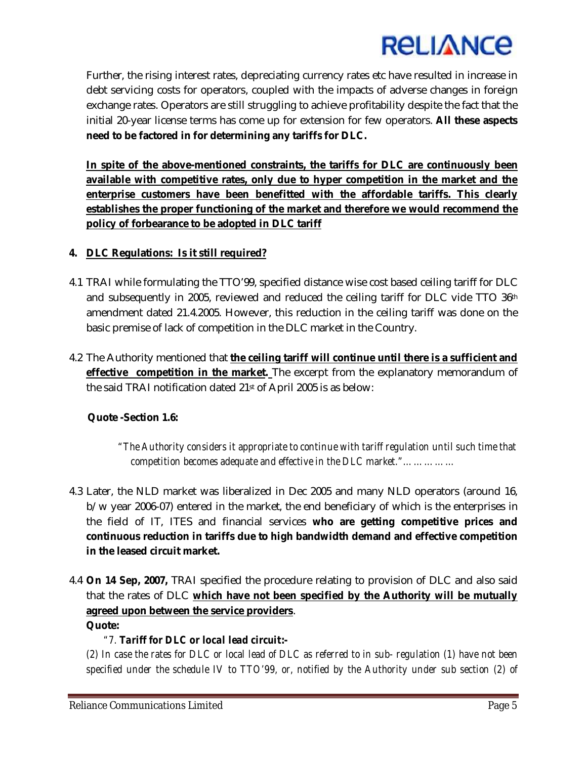Further, the rising interest rates, depreciating currency rates etc have resulted in increase in debt servicing costs for operators, coupled with the impacts of adverse changes in foreign exchange rates. Operators are still struggling to achieve profitability despite the fact that the initial 20-year license terms has come up for extension for few operators. **All these aspects need to be factored in for determining any tariffs for DLC.**

**<u>In spite of the above-mentioned constraints, the tariffs for DLC are continuously been available with competitive rates, only due to hyper competition in the market and the enterprise customers have been benefitted with the affordable tariffs. This clearly establishes the proper functioning of the market and therefore we would recommend the policy of forbearance to be adopted in DLC tariff</u>**

**4. <u>DLC Regulations: Is it still required?</u>**

4.1 TRAI while formulating the TTO'99, specified distance wise cost based ceiling tariff for DLC and subsequently in 2005, reviewed and reduced the ceiling tariff for DLC vide TTO 36th amendment dated 21.4.2005. However, this reduction in the ceiling tariff was done on the basic premise of lack of competition in the DLC market in the Country.

4.2 The Authority mentioned that **<u>the ceiling tariff will continue until there is a sufficient and effective competition in the market.</u>** The excerpt from the explanatory memorandum of the said TRAI notification dated 21st of April 2005 is as below:

**Quote -Section 1.6:**

> *"The Authority considers it appropriate to continue with tariff regulation until such time that competition becomes adequate and effective in the DLC market."……………*

4.3 Later, the NLD market was liberalized in Dec 2005 and many NLD operators (around 16, b/w year 2006-07) entered in the market, the end beneficiary of which is the enterprises in the field of IT, ITES and financial services **who are getting competitive prices and continuous reduction in tariffs due to high bandwidth demand and effective competition in the leased circuit market.**

4.4 **On 14 Sep, 2007,** TRAI specified the procedure relating to provision of DLC and also said that the rates of DLC **<u>which have not been specified by the Authority will be mutually agreed upon between the service providers</u>**.
**Quote:**

> *"7. **Tariff for DLC or local lead circuit:-***
>
> *(2) In case the rates for DLC or local lead of DLC as referred to in sub- regulation (1) have not been specified under the schedule IV to TTO'99, or, notified by the Authority under sub section (2) of*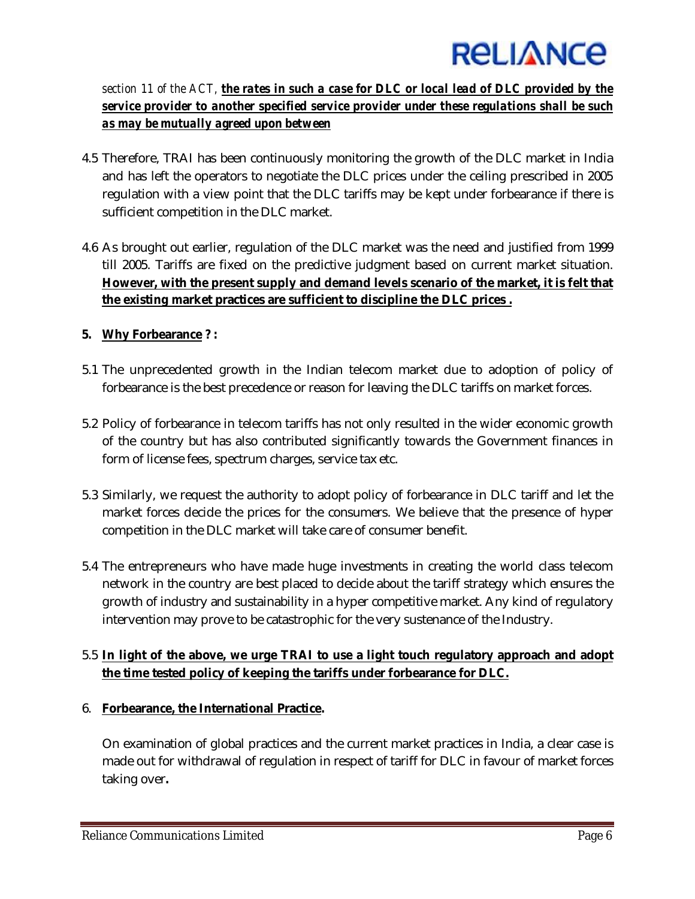*section 11 of the ACT,* ***<u>the rates in such a case for DLC or local lead of DLC provided by the service provider to another specified service provider under these regulations shall be such as may be mutually agreed upon between</u>***

4.5 Therefore, TRAI has been continuously monitoring the growth of the DLC market in India and has left the operators to negotiate the DLC prices under the ceiling prescribed in 2005 regulation with a view point that the DLC tariffs may be kept under forbearance if there is sufficient competition in the DLC market.

4.6 As brought out earlier, regulation of the DLC market was the need and justified from 1999 till 2005. Tariffs are fixed on the predictive judgment based on current market situation. **<u>However, with the present supply and demand levels scenario of the market, it is felt that the existing market practices are sufficient to discipline the DLC prices .</u>**

**5. <u>Why Forbearance</u> ? :**

5.1 The unprecedented growth in the Indian telecom market due to adoption of policy of forbearance is the best precedence or reason for leaving the DLC tariffs on market forces.

5.2 Policy of forbearance in telecom tariffs has not only resulted in the wider economic growth of the country but has also contributed significantly towards the Government finances in form of license fees, spectrum charges, service tax etc.

5.3 Similarly, we request the authority to adopt policy of forbearance in DLC tariff and let the market forces decide the prices for the consumers. We believe that the presence of hyper competition in the DLC market will take care of consumer benefit.

5.4 The entrepreneurs who have made huge investments in creating the world class telecom network in the country are best placed to decide about the tariff strategy which ensures the growth of industry and sustainability in a hyper competitive market. Any kind of regulatory intervention may prove to be catastrophic for the very sustenance of the Industry.

5.5 **<u>In light of the above, we urge TRAI to use a light touch regulatory approach and adopt the time tested policy of keeping the tariffs under forbearance for DLC.</u>**

6. **<u>Forbearance, the International Practice</u>.**

On examination of global practices and the current market practices in India, a clear case is made out for withdrawal of regulation in respect of tariff for DLC in favour of market forces taking over**.**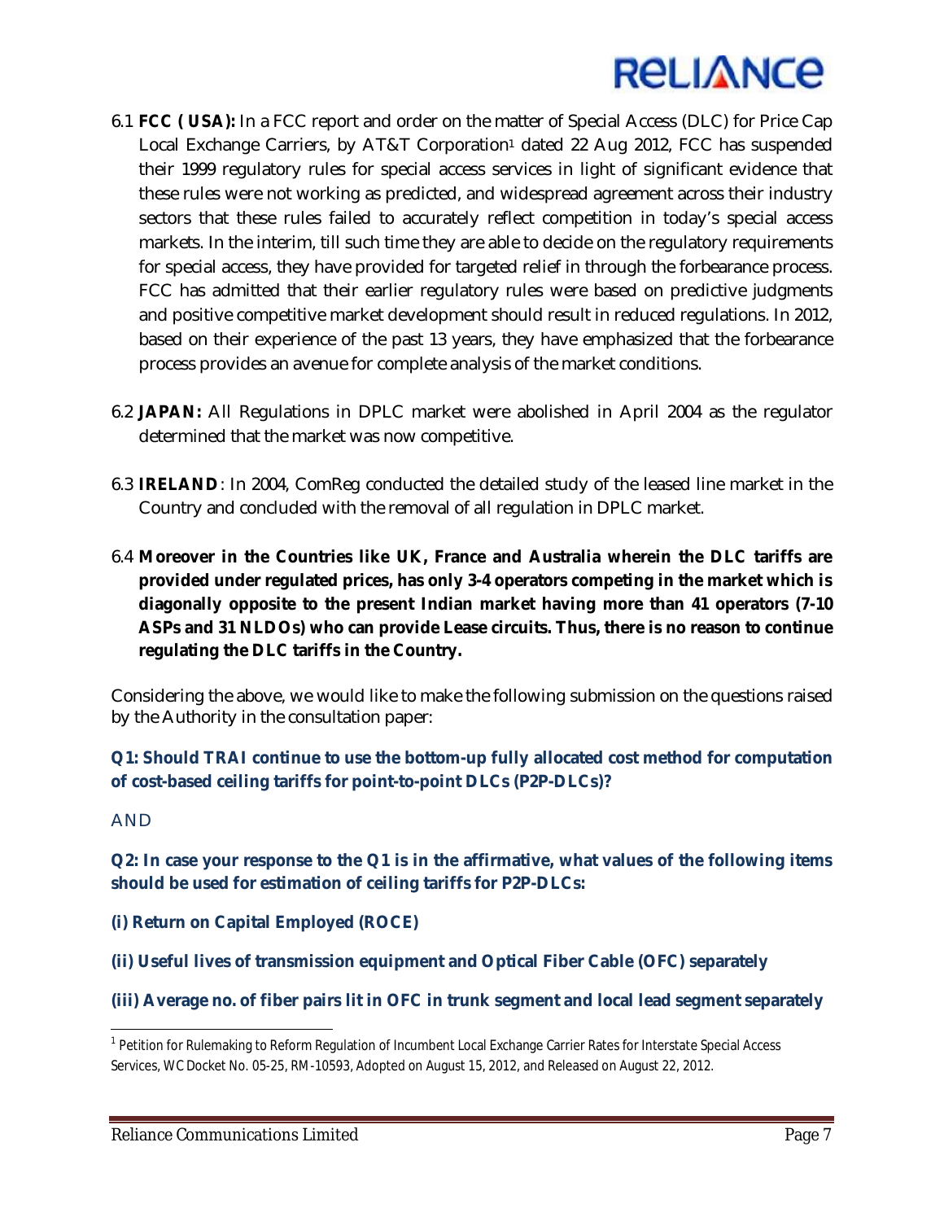6.1 **FCC ( USA):** In a FCC report and order on the matter of Special Access (DLC) for Price Cap Local Exchange Carriers, by AT&T Corporation[1] dated 22 Aug 2012, FCC has suspended their 1999 regulatory rules for special access services in light of significant evidence that these rules were not working as predicted, and widespread agreement across their industry sectors that these rules failed to accurately reflect competition in today's special access markets. In the interim, till such time they are able to decide on the regulatory requirements for special access, they have provided for targeted relief in through the forbearance process. FCC has admitted that their earlier regulatory rules were based on predictive judgments and positive competitive market development should result in reduced regulations. In 2012, based on their experience of the past 13 years, they have emphasized that the forbearance process provides an avenue for complete analysis of the market conditions.

6.2 **JAPAN:** All Regulations in DPLC market were abolished in April 2004 as the regulator determined that the market was now competitive.

6.3 **IRELAND**: In 2004, ComReg conducted the detailed study of the leased line market in the Country and concluded with the removal of all regulation in DPLC market.

6.4 **Moreover in the Countries like UK, France and Australia wherein the DLC tariffs are provided under regulated prices, has only 3-4 operators competing in the market which is diagonally opposite to the present Indian market having more than 41 operators (7-10 ASPs and 31 NLDOs) who can provide Lease circuits. Thus, there is no reason to continue regulating the DLC tariffs in the Country.**

Considering the above, we would like to make the following submission on the questions raised by the Authority in the consultation paper:

**Q1: Should TRAI continue to use the bottom-up fully allocated cost method for computation of cost-based ceiling tariffs for point-to-point DLCs (P2P-DLCs)?**

AND

**Q2: In case your response to the Q1 is in the affirmative, what values of the following items should be used for estimation of ceiling tariffs for P2P-DLCs:**

**(i) Return on Capital Employed (ROCE)**

**(ii) Useful lives of transmission equipment and Optical Fiber Cable (OFC) separately**

**(iii) Average no. of fiber pairs lit in OFC in trunk segment and local lead segment separately**

---

[1] Petition for Rulemaking to Reform Regulation of Incumbent Local Exchange Carrier Rates for Interstate Special Access Services, WC Docket No. 05-25, RM-10593, Adopted on August 15, 2012, and Released on August 22, 2012.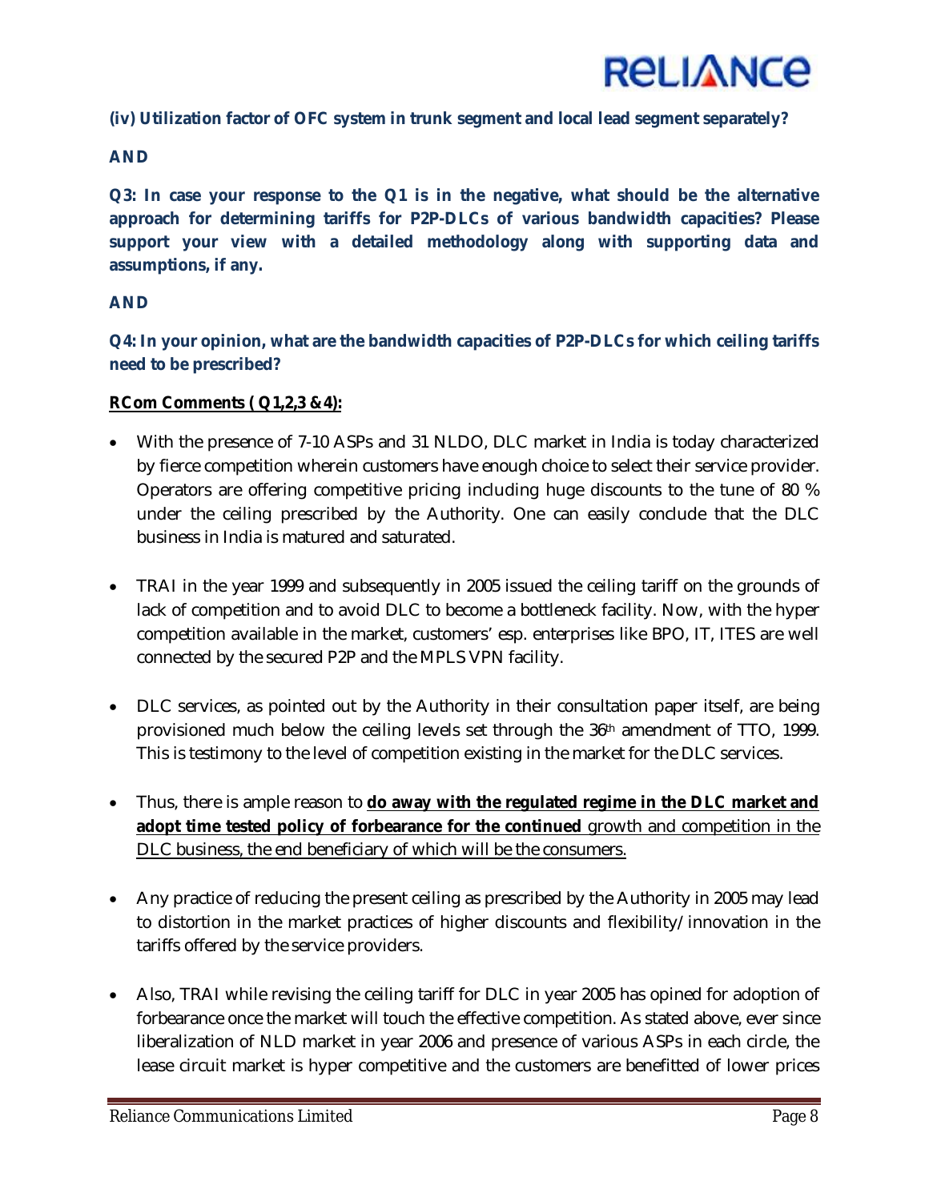**(iv) Utilization factor of OFC system in trunk segment and local lead segment separately?**

**AND**

**Q3: In case your response to the Q1 is in the negative, what should be the alternative approach for determining tariffs for P2P-DLCs of various bandwidth capacities? Please support your view with a detailed methodology along with supporting data and assumptions, if any.**

**AND**

**Q4: In your opinion, what are the bandwidth capacities of P2P-DLCs for which ceiling tariffs need to be prescribed?**

**RCom Comments ( Q1,2,3 &4):**

- With the presence of 7-10 ASPs and 31 NLDO, DLC market in India is today characterized by fierce competition wherein customers have enough choice to select their service provider. Operators are offering competitive pricing including huge discounts to the tune of 80 % under the ceiling prescribed by the Authority. One can easily conclude that the DLC business in India is matured and saturated.

- TRAI in the year 1999 and subsequently in 2005 issued the ceiling tariff on the grounds of lack of competition and to avoid DLC to become a bottleneck facility. Now, with the hyper competition available in the market, customers' esp. enterprises like BPO, IT, ITES are well connected by the secured P2P and the MPLS VPN facility.

- DLC services, as pointed out by the Authority in their consultation paper itself, are being provisioned much below the ceiling levels set through the 36th amendment of TTO, 1999. This is testimony to the level of competition existing in the market for the DLC services.

- Thus, there is ample reason to **do away with the regulated regime in the DLC market and adopt time tested policy of forbearance for the continued** growth and competition in the DLC business, the end beneficiary of which will be the consumers.

- Any practice of reducing the present ceiling as prescribed by the Authority in 2005 may lead to distortion in the market practices of higher discounts and flexibility/innovation in the tariffs offered by the service providers.

- Also, TRAI while revising the ceiling tariff for DLC in year 2005 has opined for adoption of forbearance once the market will touch the effective competition. As stated above, ever since liberalization of NLD market in year 2006 and presence of various ASPs in each circle, the lease circuit market is hyper competitive and the customers are benefitted of lower prices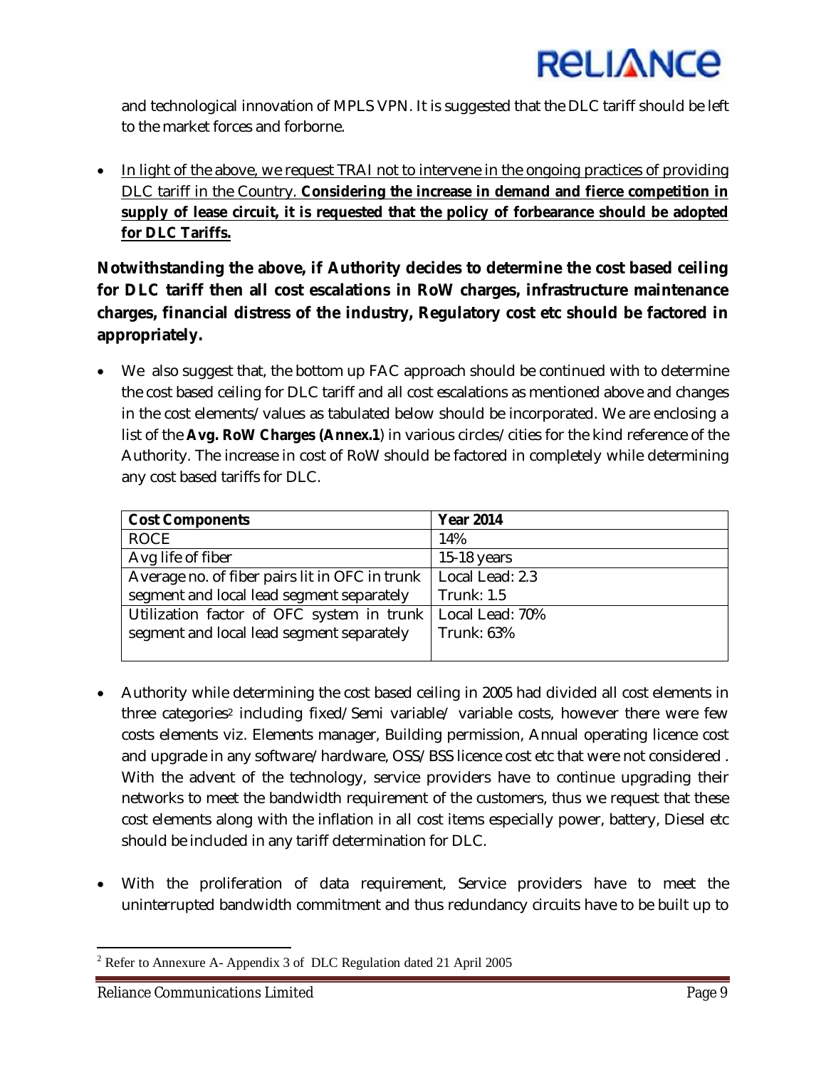and technological innovation of MPLS VPN. It is suggested that the DLC tariff should be left to the market forces and forborne.

- In light of the above, we request TRAI not to intervene in the ongoing practices of providing DLC tariff in the Country. **Considering the increase in demand and fierce competition in supply of lease circuit, it is requested that the policy of forbearance should be adopted for DLC Tariffs.**

**Notwithstanding the above, if Authority decides to determine the cost based ceiling for DLC tariff then all cost escalations in RoW charges, infrastructure maintenance charges, financial distress of the industry, Regulatory cost etc should be factored in appropriately.**

- We also suggest that, the bottom up FAC approach should be continued with to determine the cost based ceiling for DLC tariff and all cost escalations as mentioned above and changes in the cost elements/values as tabulated below should be incorporated. We are enclosing a list of the **Avg. RoW Charges (Annex.1**) in various circles/cities for the kind reference of the Authority. The increase in cost of RoW should be factored in completely while determining any cost based tariffs for DLC.

| Cost Components | Year 2014 |
|---|---|
| ROCE | 14% |
| Avg life of fiber | 15-18 years |
| Average no. of fiber pairs lit in OFC in trunk segment and local lead segment separately | Local Lead: 2.3<br>Trunk: 1.5 |
| Utilization factor of OFC system in trunk segment and local lead segment separately | Local Lead: 70%<br>Trunk: 63% |

- Authority while determining the cost based ceiling in 2005 had divided all cost elements in three categories[2] including fixed/Semi variable/ variable costs, however there were few costs elements viz. Elements manager, Building permission, Annual operating licence cost and upgrade in any software/hardware, OSS/BSS licence cost etc that were not considered . With the advent of the technology, service providers have to continue upgrading their networks to meet the bandwidth requirement of the customers, thus we request that these cost elements along with the inflation in all cost items especially power, battery, Diesel etc should be included in any tariff determination for DLC.

- With the proliferation of data requirement, Service providers have to meet the uninterrupted bandwidth commitment and thus redundancy circuits have to be built up to

[2] Refer to Annexure A- Appendix 3 of DLC Regulation dated 21 April 2005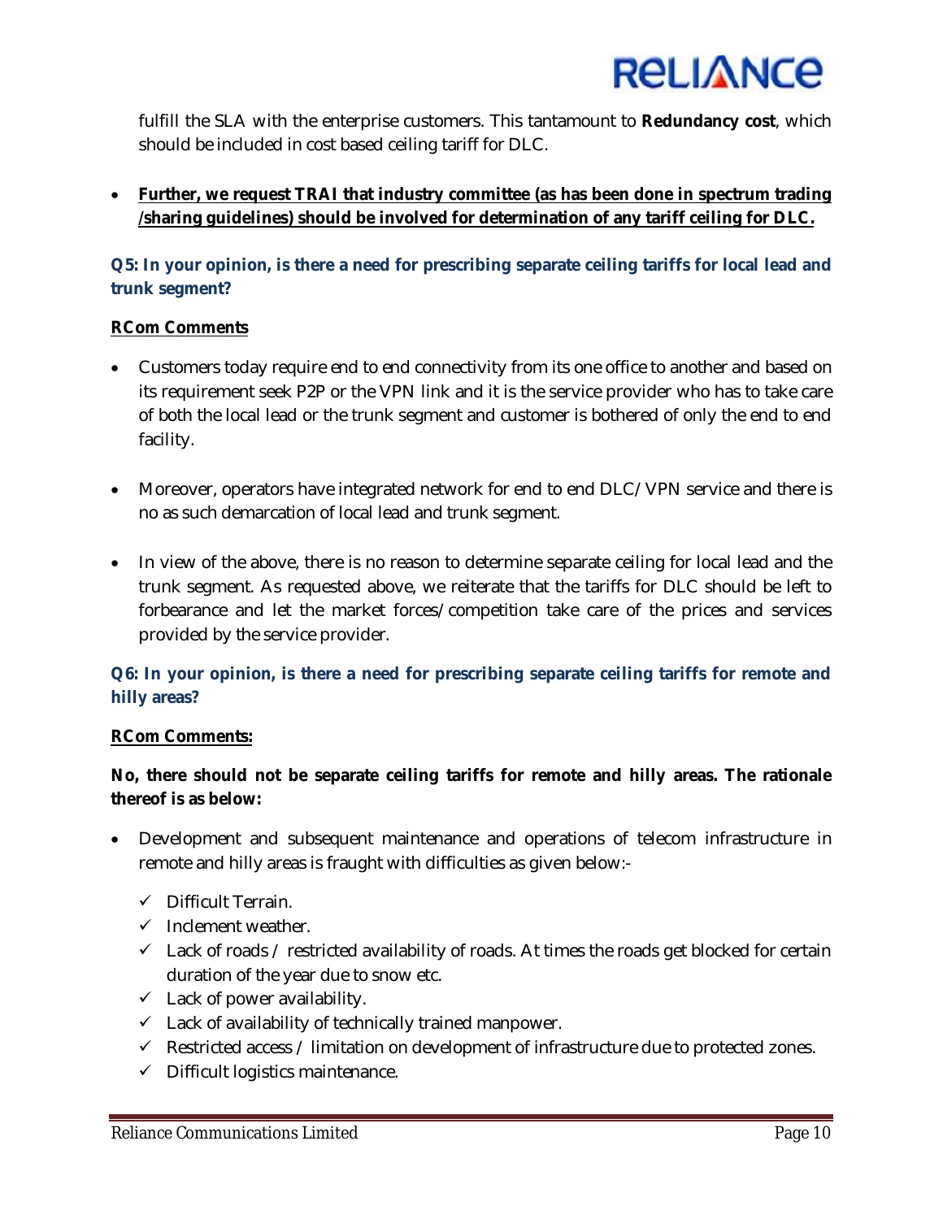fulfill the SLA with the enterprise customers. This tantamount to **Redundancy cost**, which should be included in cost based ceiling tariff for DLC.

- **Further, we request TRAI that industry committee (as has been done in spectrum trading /sharing guidelines) should be involved for determination of any tariff ceiling for DLC.**

**Q5: In your opinion, is there a need for prescribing separate ceiling tariffs for local lead and trunk segment?**

**RCom Comments**

- Customers today require end to end connectivity from its one office to another and based on its requirement seek P2P or the VPN link and it is the service provider who has to take care of both the local lead or the trunk segment and customer is bothered of only the end to end facility.

- Moreover, operators have integrated network for end to end DLC/VPN service and there is no as such demarcation of local lead and trunk segment.

- In view of the above, there is no reason to determine separate ceiling for local lead and the trunk segment. As requested above, we reiterate that the tariffs for DLC should be left to forbearance and let the market forces/competition take care of the prices and services provided by the service provider.

**Q6: In your opinion, is there a need for prescribing separate ceiling tariffs for remote and hilly areas?**

**RCom Comments:**

**No, there should not be separate ceiling tariffs for remote and hilly areas. The rationale thereof is as below:**

- Development and subsequent maintenance and operations of telecom infrastructure in remote and hilly areas is fraught with difficulties as given below:-
  - ✓ Difficult Terrain.
  - ✓ Inclement weather.
  - ✓ Lack of roads / restricted availability of roads. At times the roads get blocked for certain duration of the year due to snow etc.
  - ✓ Lack of power availability.
  - ✓ Lack of availability of technically trained manpower.
  - ✓ Restricted access / limitation on development of infrastructure due to protected zones.
  - ✓ Difficult logistics maintenance.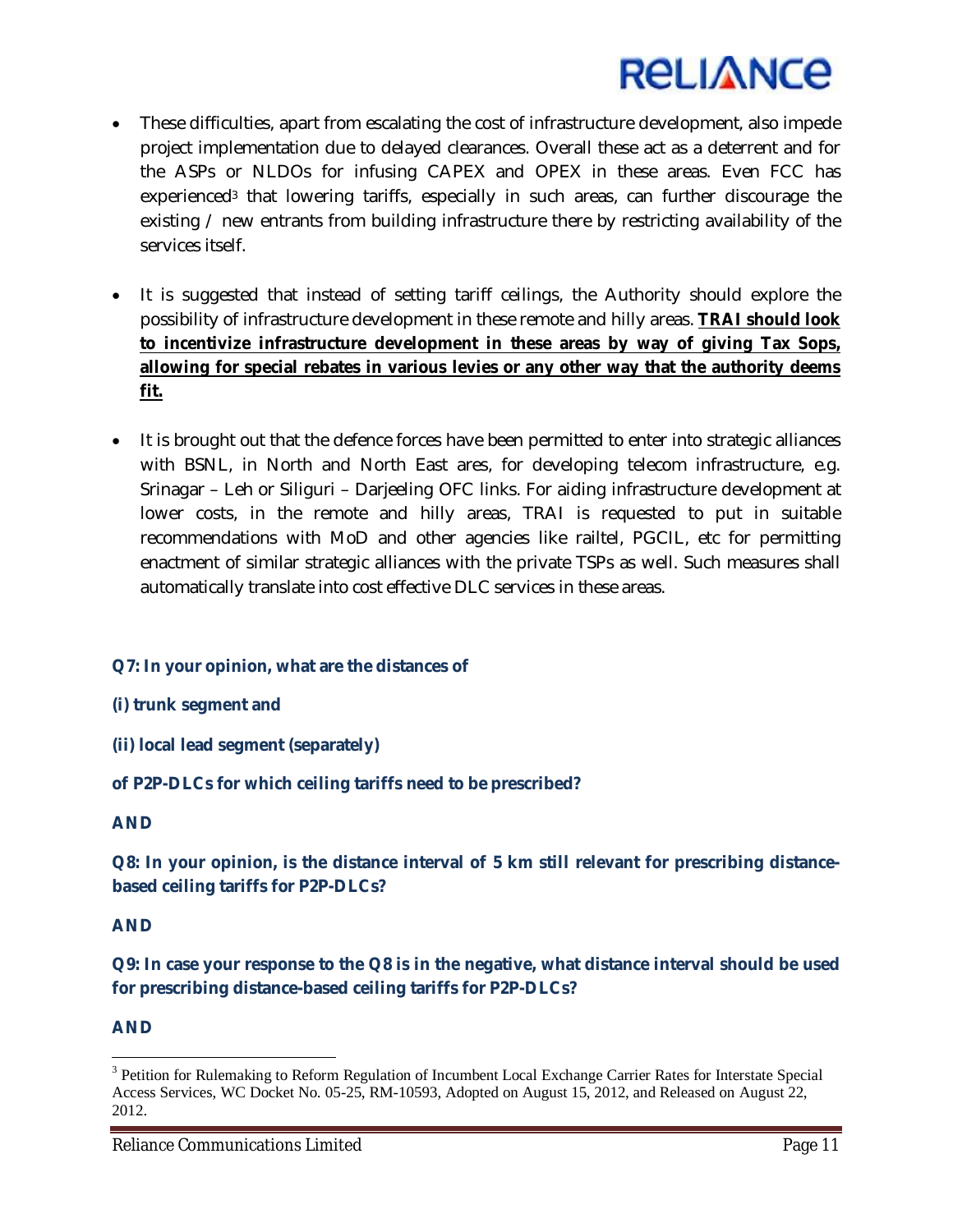- These difficulties, apart from escalating the cost of infrastructure development, also impede project implementation due to delayed clearances. Overall these act as a deterrent and for the ASPs or NLDOs for infusing CAPEX and OPEX in these areas. Even FCC has experienced[3] that lowering tariffs, especially in such areas, can further discourage the existing / new entrants from building infrastructure there by restricting availability of the services itself.

- It is suggested that instead of setting tariff ceilings, the Authority should explore the possibility of infrastructure development in these remote and hilly areas. **TRAI should look to incentivize infrastructure development in these areas by way of giving Tax Sops, allowing for special rebates in various levies or any other way that the authority deems fit.**

- It is brought out that the defence forces have been permitted to enter into strategic alliances with BSNL, in North and North East ares, for developing telecom infrastructure, e.g. Srinagar – Leh or Siliguri – Darjeeling OFC links. For aiding infrastructure development at lower costs, in the remote and hilly areas, TRAI is requested to put in suitable recommendations with MoD and other agencies like railtel, PGCIL, etc for permitting enactment of similar strategic alliances with the private TSPs as well. Such measures shall automatically translate into cost effective DLC services in these areas.

**Q7: In your opinion, what are the distances of**

**(i) trunk segment and**

**(ii) local lead segment (separately)**

**of P2P-DLCs for which ceiling tariffs need to be prescribed?**

**AND**

**Q8: In your opinion, is the distance interval of 5 km still relevant for prescribing distance-based ceiling tariffs for P2P-DLCs?**

**AND**

**Q9: In case your response to the Q8 is in the negative, what distance interval should be used for prescribing distance-based ceiling tariffs for P2P-DLCs?**

**AND**

---

[3] Petition for Rulemaking to Reform Regulation of Incumbent Local Exchange Carrier Rates for Interstate Special Access Services, WC Docket No. 05-25, RM-10593, Adopted on August 15, 2012, and Released on August 22, 2012.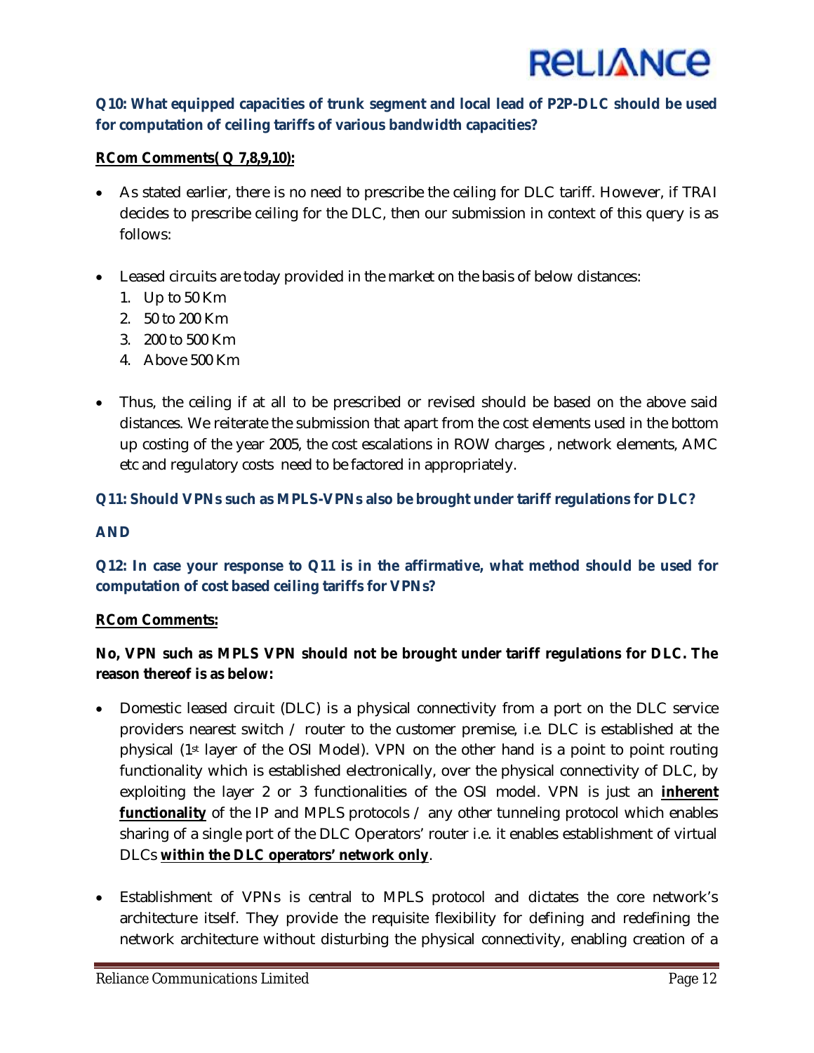**Q10: What equipped capacities of trunk segment and local lead of P2P-DLC should be used for computation of ceiling tariffs of various bandwidth capacities?**

**RCom Comments( Q 7,8,9,10):**

- As stated earlier, there is no need to prescribe the ceiling for DLC tariff. However, if TRAI decides to prescribe ceiling for the DLC, then our submission in context of this query is as follows:

- Leased circuits are today provided in the market on the basis of below distances:
  1. Up to 50 Km
  2. 50 to 200 Km
  3. 200 to 500 Km
  4. Above 500 Km

- Thus, the ceiling if at all to be prescribed or revised should be based on the above said distances. We reiterate the submission that apart from the cost elements used in the bottom up costing of the year 2005, the cost escalations in ROW charges , network elements, AMC etc and regulatory costs need to be factored in appropriately.

**Q11: Should VPNs such as MPLS-VPNs also be brought under tariff regulations for DLC?**

**AND**

**Q12: In case your response to Q11 is in the affirmative, what method should be used for computation of cost based ceiling tariffs for VPNs?**

**RCom Comments:**

**No, VPN such as MPLS VPN should not be brought under tariff regulations for DLC. The reason thereof is as below:**

- Domestic leased circuit (DLC) is a physical connectivity from a port on the DLC service providers nearest switch / router to the customer premise, i.e. DLC is established at the physical (1st layer of the OSI Model). VPN on the other hand is a point to point routing functionality which is established electronically, over the physical connectivity of DLC, by exploiting the layer 2 or 3 functionalities of the OSI model. VPN is just an **inherent functionality** of the IP and MPLS protocols / any other tunneling protocol which enables sharing of a single port of the DLC Operators' router i.e. it enables establishment of virtual DLCs **within the DLC operators' network only**.

- Establishment of VPNs is central to MPLS protocol and dictates the core network's architecture itself. They provide the requisite flexibility for defining and redefining the network architecture without disturbing the physical connectivity, enabling creation of a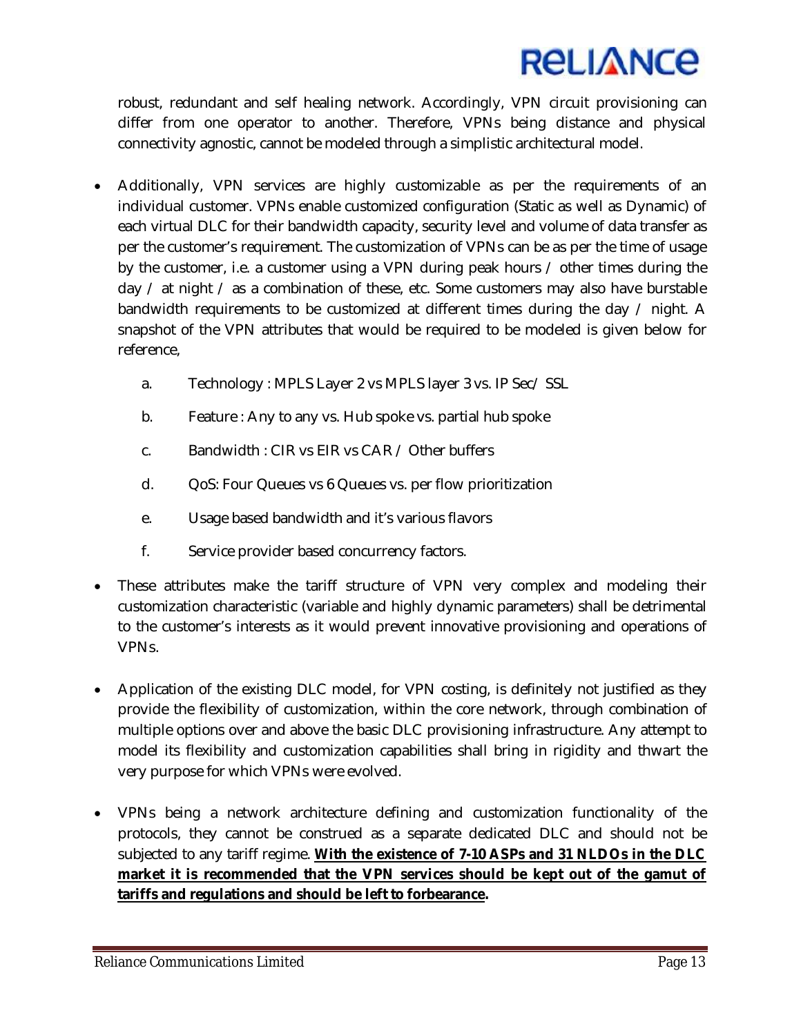robust, redundant and self healing network. Accordingly, VPN circuit provisioning can differ from one operator to another. Therefore, VPNs being distance and physical connectivity agnostic, cannot be modeled through a simplistic architectural model.

- Additionally, VPN services are highly customizable as per the requirements of an individual customer. VPNs enable customized configuration (Static as well as Dynamic) of each virtual DLC for their bandwidth capacity, security level and volume of data transfer as per the customer's requirement. The customization of VPNs can be as per the time of usage by the customer, i.e. a customer using a VPN during peak hours / other times during the day / at night / as a combination of these, etc. Some customers may also have burstable bandwidth requirements to be customized at different times during the day / night. A snapshot of the VPN attributes that would be required to be modeled is given below for reference,

  a. Technology : MPLS Layer 2 vs MPLS layer 3 vs. IP Sec/ SSL

  b. Feature : Any to any vs. Hub spoke vs. partial hub spoke

  c. Bandwidth : CIR vs EIR vs CAR / Other buffers

  d. QoS: Four Queues vs 6 Queues vs. per flow prioritization

  e. Usage based bandwidth and it's various flavors

  f. Service provider based concurrency factors.

- These attributes make the tariff structure of VPN very complex and modeling their customization characteristic (variable and highly dynamic parameters) shall be detrimental to the customer's interests as it would prevent innovative provisioning and operations of VPNs.

- Application of the existing DLC model, for VPN costing, is definitely not justified as they provide the flexibility of customization, within the core network, through combination of multiple options over and above the basic DLC provisioning infrastructure. Any attempt to model its flexibility and customization capabilities shall bring in rigidity and thwart the very purpose for which VPNs were evolved.

- VPNs being a network architecture defining and customization functionality of the protocols, they cannot be construed as a separate dedicated DLC and should not be subjected to any tariff regime. **With the existence of 7-10 ASPs and 31 NLDOs in the DLC market it is recommended that the VPN services should be kept out of the gamut of tariffs and regulations and should be left to forbearance.**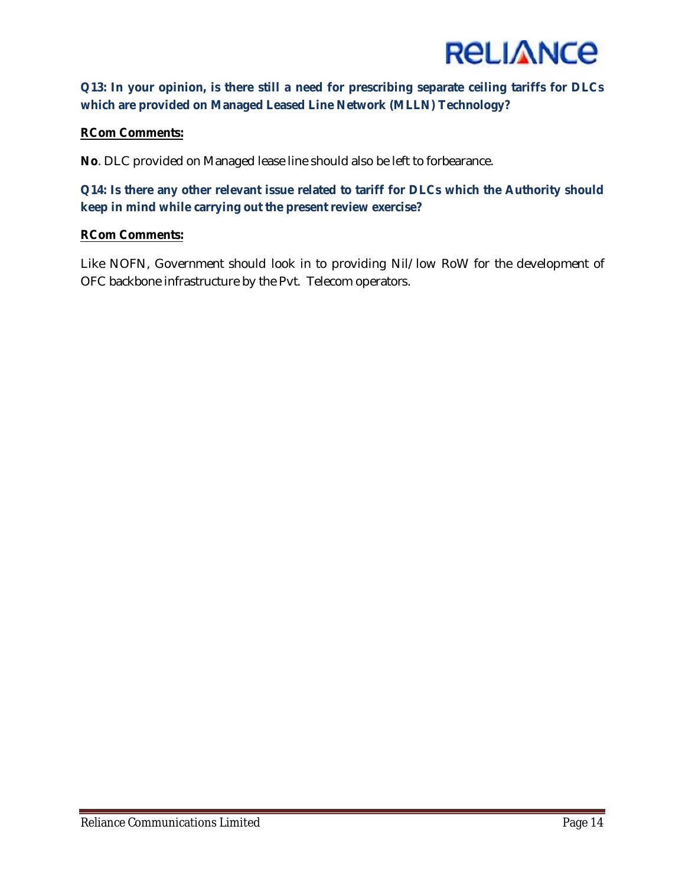**Q13: In your opinion, is there still a need for prescribing separate ceiling tariffs for DLCs which are provided on Managed Leased Line Network (MLLN) Technology?**

**RCom Comments:**

**No**. DLC provided on Managed lease line should also be left to forbearance.

**Q14: Is there any other relevant issue related to tariff for DLCs which the Authority should keep in mind while carrying out the present review exercise?**

**RCom Comments:**

Like NOFN, Government should look in to providing Nil/low RoW for the development of OFC backbone infrastructure by the Pvt. Telecom operators.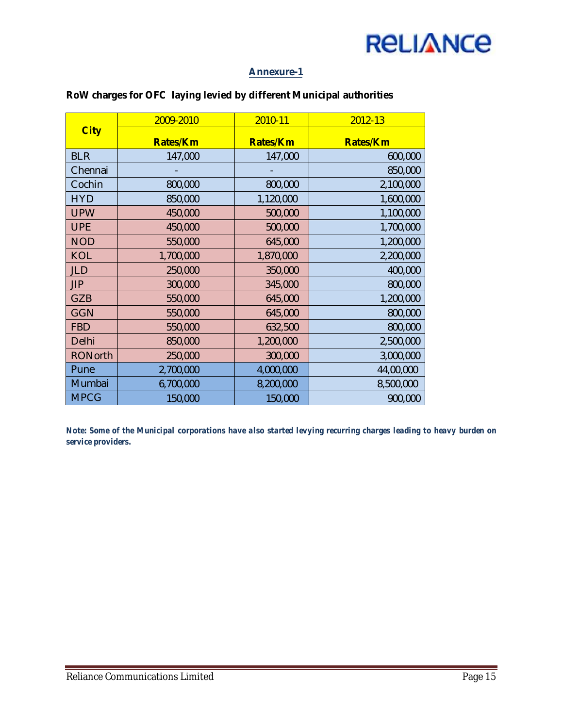## Annexure-1

**RoW charges for OFC laying levied by different Municipal authorities**

| City | 2009-2010 | 2010-11 | 2012-13 |
|---|---|---|---|
| | **Rates/Km** | **Rates/Km** | **Rates/Km** |
| BLR | 147,000 | 147,000 | 600,000 |
| Chennai | - | - | 850,000 |
| Cochin | 800,000 | 800,000 | 2,100,000 |
| HYD | 850,000 | 1,120,000 | 1,600,000 |
| UPW | 450,000 | 500,000 | 1,100,000 |
| UPE | 450,000 | 500,000 | 1,700,000 |
| NOD | 550,000 | 645,000 | 1,200,000 |
| KOL | 1,700,000 | 1,870,000 | 2,200,000 |
| JLD | 250,000 | 350,000 | 400,000 |
| JIP | 300,000 | 345,000 | 800,000 |
| GZB | 550,000 | 645,000 | 1,200,000 |
| GGN | 550,000 | 645,000 | 800,000 |
| FBD | 550,000 | 632,500 | 800,000 |
| Delhi | 850,000 | 1,200,000 | 2,500,000 |
| RONorth | 250,000 | 300,000 | 3,000,000 |
| Pune | 2,700,000 | 4,000,000 | 44,00,000 |
| Mumbai | 6,700,000 | 8,200,000 | 8,500,000 |
| MPCG | 150,000 | 150,000 | 900,000 |

***Note: Some of the Municipal corporations have also started levying recurring charges leading to heavy burden on service providers.***